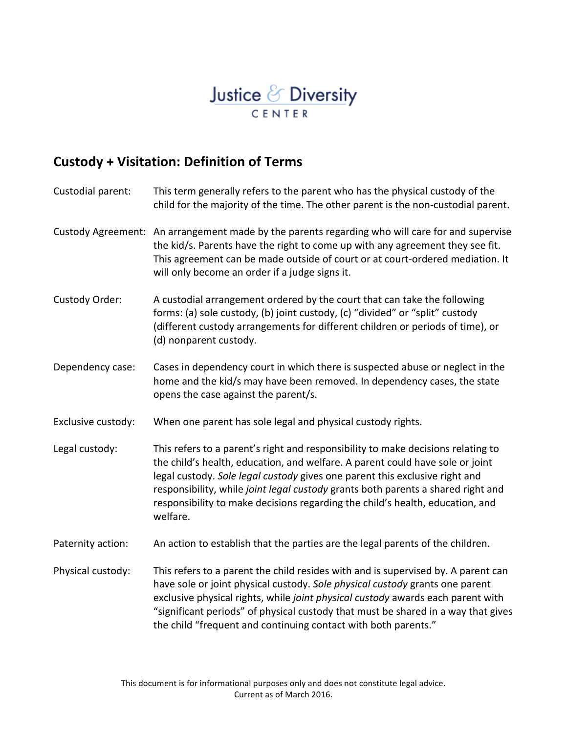Justice & Diversity CENTER

## Custody + Visitation: Definition of Terms

**Custodial parent:** This term generally refers to the parent who has the physical custody of the child for the majority of the time. The other parent is the non-custodial parent.

**Custody Agreement:** An arrangement made by the parents regarding who will care for and supervise the kid/s. Parents have the right to come up with any agreement they see fit. This agreement can be made outside of court or at court-ordered mediation. It will only become an order if a judge signs it.

**Custody Order:** A custodial arrangement ordered by the court that can take the following forms: (a) sole custody, (b) joint custody, (c) "divided" or "split" custody (different custody arrangements for different children or periods of time), or (d) nonparent custody.

**Dependency case:** Cases in dependency court in which there is suspected abuse or neglect in the home and the kid/s may have been removed. In dependency cases, the state opens the case against the parent/s.

**Exclusive custody:** When one parent has sole legal and physical custody rights.

**Legal custody:** This refers to a parent's right and responsibility to make decisions relating to the child's health, education, and welfare. A parent could have sole or joint legal custody. *Sole legal custody* gives one parent this exclusive right and responsibility, while *joint legal custody* grants both parents a shared right and responsibility to make decisions regarding the child's health, education, and welfare.

**Paternity action:** An action to establish that the parties are the legal parents of the children.

**Physical custody:** This refers to a parent the child resides with and is supervised by. A parent can have sole or joint physical custody. *Sole physical custody* grants one parent exclusive physical rights, while *joint physical custody* awards each parent with "significant periods" of physical custody that must be shared in a way that gives the child "frequent and continuing contact with both parents."

This document is for informational purposes only and does not constitute legal advice.
Current as of March 2016.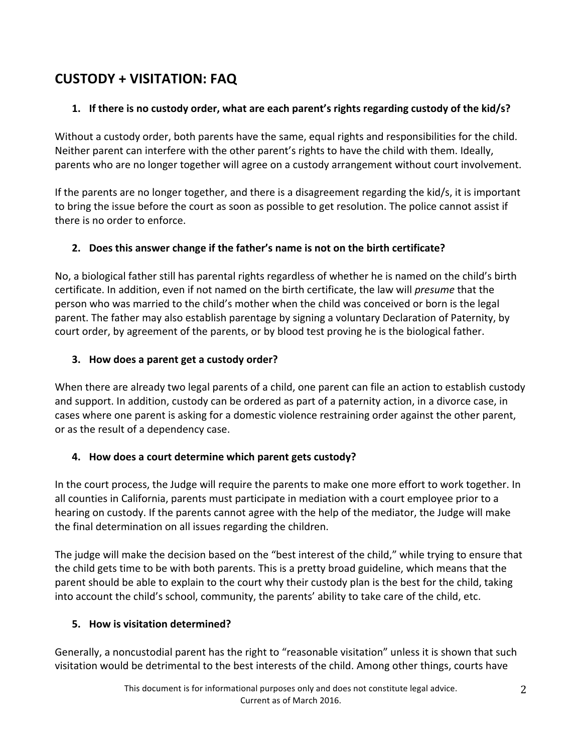## CUSTODY + VISITATION: FAQ

### 1. If there is no custody order, what are each parent's rights regarding custody of the kid/s?

Without a custody order, both parents have the same, equal rights and responsibilities for the child. Neither parent can interfere with the other parent's rights to have the child with them. Ideally, parents who are no longer together will agree on a custody arrangement without court involvement.

If the parents are no longer together, and there is a disagreement regarding the kid/s, it is important to bring the issue before the court as soon as possible to get resolution. The police cannot assist if there is no order to enforce.

### 2. Does this answer change if the father's name is not on the birth certificate?

No, a biological father still has parental rights regardless of whether he is named on the child's birth certificate. In addition, even if not named on the birth certificate, the law will *presume* that the person who was married to the child's mother when the child was conceived or born is the legal parent. The father may also establish parentage by signing a voluntary Declaration of Paternity, by court order, by agreement of the parents, or by blood test proving he is the biological father.

### 3. How does a parent get a custody order?

When there are already two legal parents of a child, one parent can file an action to establish custody and support. In addition, custody can be ordered as part of a paternity action, in a divorce case, in cases where one parent is asking for a domestic violence restraining order against the other parent, or as the result of a dependency case.

### 4. How does a court determine which parent gets custody?

In the court process, the Judge will require the parents to make one more effort to work together. In all counties in California, parents must participate in mediation with a court employee prior to a hearing on custody. If the parents cannot agree with the help of the mediator, the Judge will make the final determination on all issues regarding the children.

The judge will make the decision based on the "best interest of the child," while trying to ensure that the child gets time to be with both parents. This is a pretty broad guideline, which means that the parent should be able to explain to the court why their custody plan is the best for the child, taking into account the child's school, community, the parents' ability to take care of the child, etc.

### 5. How is visitation determined?

Generally, a noncustodial parent has the right to "reasonable visitation" unless it is shown that such visitation would be detrimental to the best interests of the child. Among other things, courts have

This document is for informational purposes only and does not constitute legal advice.
Current as of March 2016.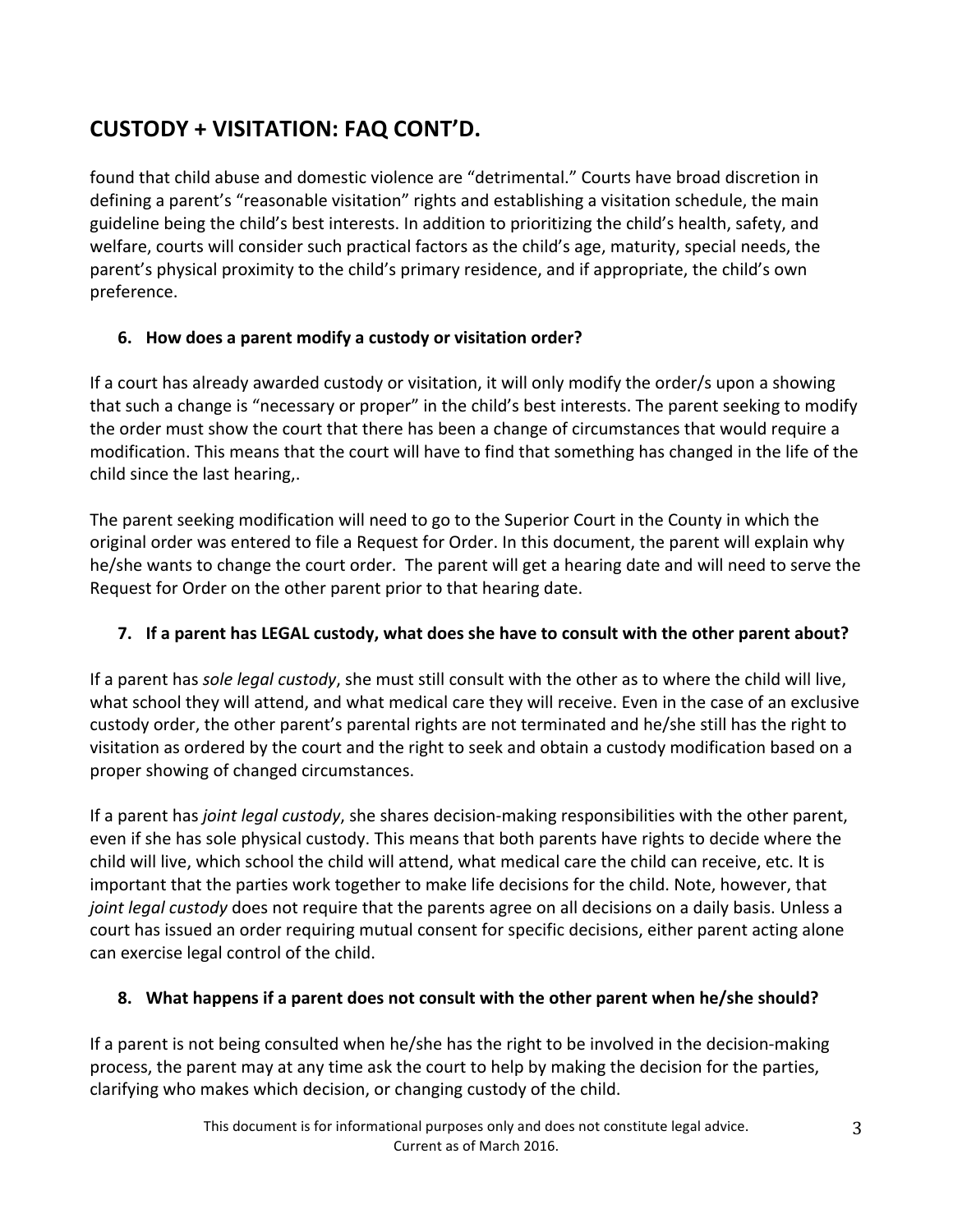## CUSTODY + VISITATION: FAQ CONT'D.

found that child abuse and domestic violence are "detrimental." Courts have broad discretion in defining a parent's "reasonable visitation" rights and establishing a visitation schedule, the main guideline being the child's best interests. In addition to prioritizing the child's health, safety, and welfare, courts will consider such practical factors as the child's age, maturity, special needs, the parent's physical proximity to the child's primary residence, and if appropriate, the child's own preference.

### 6. How does a parent modify a custody or visitation order?

If a court has already awarded custody or visitation, it will only modify the order/s upon a showing that such a change is "necessary or proper" in the child's best interests. The parent seeking to modify the order must show the court that there has been a change of circumstances that would require a modification. This means that the court will have to find that something has changed in the life of the child since the last hearing,.

The parent seeking modification will need to go to the Superior Court in the County in which the original order was entered to file a Request for Order. In this document, the parent will explain why he/she wants to change the court order. The parent will get a hearing date and will need to serve the Request for Order on the other parent prior to that hearing date.

### 7. If a parent has LEGAL custody, what does she have to consult with the other parent about?

If a parent has *sole legal custody*, she must still consult with the other as to where the child will live, what school they will attend, and what medical care they will receive. Even in the case of an exclusive custody order, the other parent's parental rights are not terminated and he/she still has the right to visitation as ordered by the court and the right to seek and obtain a custody modification based on a proper showing of changed circumstances.

If a parent has *joint legal custody*, she shares decision-making responsibilities with the other parent, even if she has sole physical custody. This means that both parents have rights to decide where the child will live, which school the child will attend, what medical care the child can receive, etc. It is important that the parties work together to make life decisions for the child. Note, however, that *joint legal custody* does not require that the parents agree on all decisions on a daily basis. Unless a court has issued an order requiring mutual consent for specific decisions, either parent acting alone can exercise legal control of the child.

### 8. What happens if a parent does not consult with the other parent when he/she should?

If a parent is not being consulted when he/she has the right to be involved in the decision-making process, the parent may at any time ask the court to help by making the decision for the parties, clarifying who makes which decision, or changing custody of the child.

This document is for informational purposes only and does not constitute legal advice.
Current as of March 2016.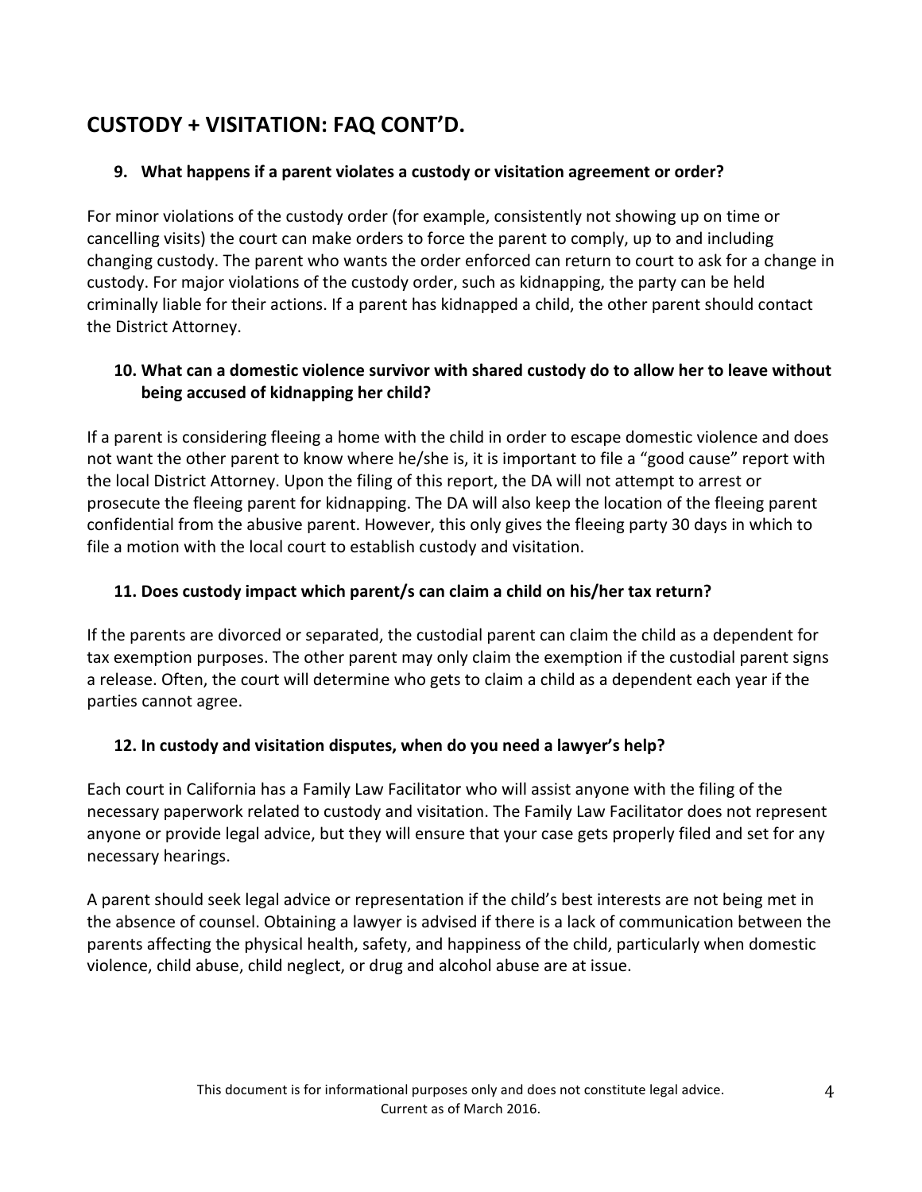## CUSTODY + VISITATION: FAQ CONT'D.

### 9. What happens if a parent violates a custody or visitation agreement or order?

For minor violations of the custody order (for example, consistently not showing up on time or cancelling visits) the court can make orders to force the parent to comply, up to and including changing custody. The parent who wants the order enforced can return to court to ask for a change in custody. For major violations of the custody order, such as kidnapping, the party can be held criminally liable for their actions. If a parent has kidnapped a child, the other parent should contact the District Attorney.

### 10. What can a domestic violence survivor with shared custody do to allow her to leave without being accused of kidnapping her child?

If a parent is considering fleeing a home with the child in order to escape domestic violence and does not want the other parent to know where he/she is, it is important to file a "good cause" report with the local District Attorney. Upon the filing of this report, the DA will not attempt to arrest or prosecute the fleeing parent for kidnapping. The DA will also keep the location of the fleeing parent confidential from the abusive parent. However, this only gives the fleeing party 30 days in which to file a motion with the local court to establish custody and visitation.

### 11. Does custody impact which parent/s can claim a child on his/her tax return?

If the parents are divorced or separated, the custodial parent can claim the child as a dependent for tax exemption purposes. The other parent may only claim the exemption if the custodial parent signs a release. Often, the court will determine who gets to claim a child as a dependent each year if the parties cannot agree.

### 12. In custody and visitation disputes, when do you need a lawyer's help?

Each court in California has a Family Law Facilitator who will assist anyone with the filing of the necessary paperwork related to custody and visitation. The Family Law Facilitator does not represent anyone or provide legal advice, but they will ensure that your case gets properly filed and set for any necessary hearings.

A parent should seek legal advice or representation if the child's best interests are not being met in the absence of counsel. Obtaining a lawyer is advised if there is a lack of communication between the parents affecting the physical health, safety, and happiness of the child, particularly when domestic violence, child abuse, child neglect, or drug and alcohol abuse are at issue.

This document is for informational purposes only and does not constitute legal advice. Current as of March 2016.